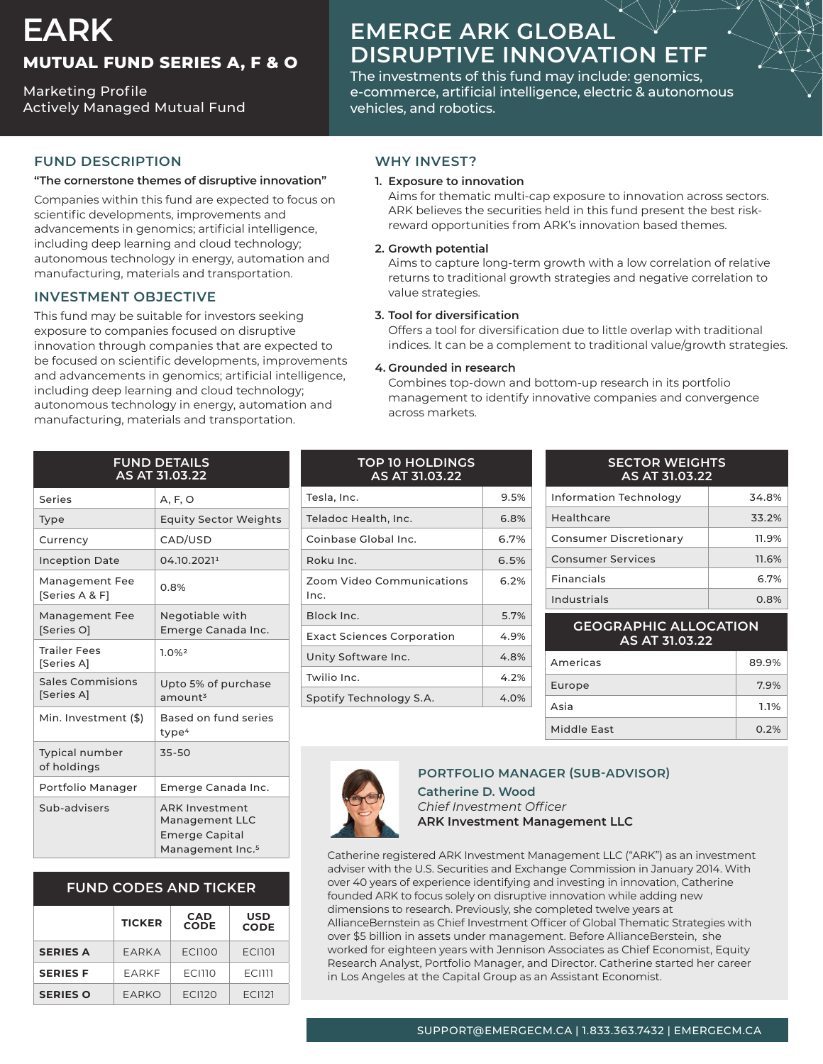# EARK

## MUTUAL FUND SERIES A, F & O

Marketing Profile
Actively Managed Mutual Fund

# EMERGE ARK GLOBAL DISRUPTIVE INNOVATION ETF

The investments of this fund may include: genomics, e-commerce, artificial intelligence, electric & autonomous vehicles, and robotics.

## FUND DESCRIPTION

**"The cornerstone themes of disruptive innovation"**

Companies within this fund are expected to focus on scientific developments, improvements and advancements in genomics; artificial intelligence, including deep learning and cloud technology; autonomous technology in energy, automation and manufacturing, materials and transportation.

## INVESTMENT OBJECTIVE

This fund may be suitable for investors seeking exposure to companies focused on disruptive innovation through companies that are expected to be focused on scientific developments, improvements and advancements in genomics; artificial intelligence, including deep learning and cloud technology; autonomous technology in energy, automation and manufacturing, materials and transportation.

## WHY INVEST?

1. **Exposure to innovation**
   Aims for thematic multi-cap exposure to innovation across sectors. ARK believes the securities held in this fund present the best risk-reward opportunities from ARK's innovation based themes.
2. **Growth potential**
   Aims to capture long-term growth with a low correlation of relative returns to traditional growth strategies and negative correlation to value strategies.
3. **Tool for diversification**
   Offers a tool for diversification due to little overlap with traditional indices. It can be a complement to traditional value/growth strategies.
4. **Grounded in research**
   Combines top-down and bottom-up research in its portfolio management to identify innovative companies and convergence across markets.

| FUND DETAILS AS AT 31.03.22 | |
|---|---|
| Series | A, F, O |
| Type | Equity Sector Weights |
| Currency | CAD/USD |
| Inception Date | 04.10.2021[1] |
| Management Fee [Series A & F] | 0.8% |
| Management Fee [Series O] | Negotiable with Emerge Canada Inc. |
| Trailer Fees [Series A] | 1.0%[2] |
| Sales Commisions [Series A] | Upto 5% of purchase amount[3] |
| Min. Investment ($) | Based on fund series type[4] |
| Typical number of holdings | 35-50 |
| Portfolio Manager | Emerge Canada Inc. |
| Sub-advisers | ARK Investment Management LLC<br>Emerge Capital Management Inc.[5] |

| TOP 10 HOLDINGS AS AT 31.03.22 | |
|---|---|
| Tesla, Inc. | 9.5% |
| Teladoc Health, Inc. | 6.8% |
| Coinbase Global Inc. | 6.7% |
| Roku Inc. | 6.5% |
| Zoom Video Communications Inc. | 6.2% |
| Block Inc. | 5.7% |
| Exact Sciences Corporation | 4.9% |
| Unity Software Inc. | 4.8% |
| Twilio Inc. | 4.2% |
| Spotify Technology S.A. | 4.0% |

| SECTOR WEIGHTS AS AT 31.03.22 | |
|---|---|
| Information Technology | 34.8% |
| Healthcare | 33.2% |
| Consumer Discretionary | 11.9% |
| Consumer Services | 11.6% |
| Financials | 6.7% |
| Industrials | 0.8% |

| GEOGRAPHIC ALLOCATION AS AT 31.03.22 | |
|---|---|
| Americas | 89.9% |
| Europe | 7.9% |
| Asia | 1.1% |
| Middle East | 0.2% |

| FUND CODES AND TICKER | TICKER | CAD CODE | USD CODE |
|---|---|---|---|
| **SERIES A** | EARKA | ECI100 | ECI101 |
| **SERIES F** | EARKF | ECI110 | ECI111 |
| **SERIES O** | EARKO | ECI120 | ECI121 |

## PORTFOLIO MANAGER (SUB-ADVISOR)

**Catherine D. Wood**
*Chief Investment Officer*
**ARK Investment Management LLC**

Catherine registered ARK Investment Management LLC ("ARK") as an investment adviser with the U.S. Securities and Exchange Commission in January 2014. With over 40 years of experience identifying and investing in innovation, Catherine founded ARK to focus solely on disruptive innovation while adding new dimensions to research. Previously, she completed twelve years at AllianceBernstein as Chief Investment Officer of Global Thematic Strategies with over $5 billion in assets under management. Before AllianceBerstein, she worked for eighteen years with Jennison Associates as Chief Economist, Equity Research Analyst, Portfolio Manager, and Director. Catherine started her career in Los Angeles at the Capital Group as an Assistant Economist.

SUPPORT@EMERGECM.CA | 1.833.363.7432 | EMERGECM.CA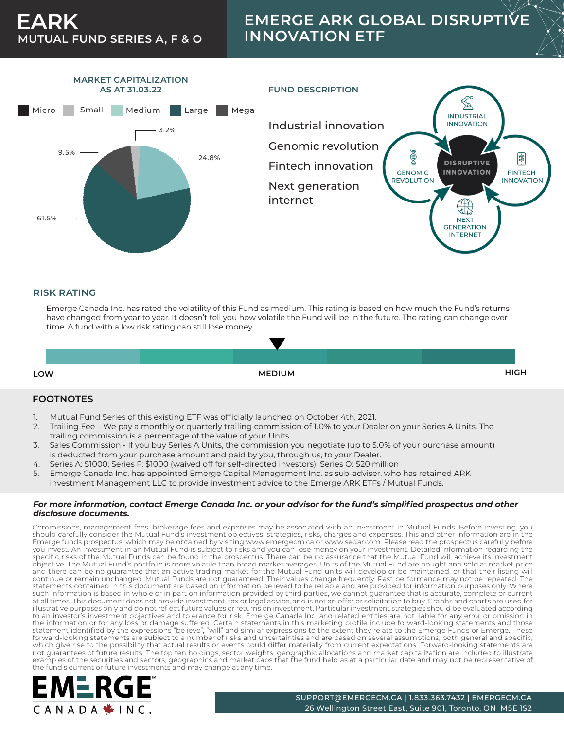# EARK

## MUTUAL FUND SERIES A, F & O

# EMERGE ARK GLOBAL DISRUPTIVE INNOVATION ETF

### MARKET CAPITALIZATION AS AT 31.03.22

Micro
Small
Medium
Large
Mega

3.2%
9.5%
24.8%
61.5%

### FUND DESCRIPTION

Industrial innovation

Genomic revolution

Fintech innovation

Next generation internet

INDUSTRIAL INNOVATION
GENOMIC REVOLUTION
DISRUPTIVE INNOVATION
FINTECH INNOVATION
NEXT GENERATION INTERNET

### RISK RATING

Emerge Canada Inc. has rated the volatility of this Fund as medium. This rating is based on how much the Fund's returns have changed from year to year. It doesn't tell you how volatile the Fund will be in the future. The rating can change over time. A fund with a low risk rating can still lose money.

LOW
MEDIUM
HIGH

### FOOTNOTES

1. Mutual Fund Series of this existing ETF was officially launched on October 4th, 2021.
2. Trailing Fee – We pay a monthly or quarterly trailing commission of 1.0% to your Dealer on your Series A Units. The trailing commission is a percentage of the value of your Units.
3. Sales Commission - If you buy Series A Units, the commission you negotiate (up to 5.0% of your purchase amount) is deducted from your purchase amount and paid by you, through us, to your Dealer.
4. Series A: $1000; Series F: $1000 (waived off for self-directed investors); Series O: $20 million
5. Emerge Canada Inc. has appointed Emerge Capital Management Inc. as sub-adviser, who has retained ARK investment Management LLC to provide investment advice to the Emerge ARK ETFs / Mutual Funds.

***For more information, contact Emerge Canada Inc. or your advisor for the fund's simplified prospectus and other disclosure documents.***

Commissions, management fees, brokerage fees and expenses may be associated with an investment in Mutual Funds. Before investing, you should carefully consider the Mutual Fund's investment objectives, strategies, risks, charges and expenses. This and other information are in the Emerge funds prospectus, which may be obtained by visiting www.emergecm.ca or www.sedar.com. Please read the prospectus carefully before you invest. An investment in an Mutual Fund is subject to risks and you can lose money on your investment. Detailed information regarding the specific risks of the Mutual Funds can be found in the prospectus. There can be no assurance that the Mutual Fund will achieve its investment objective. The Mutual Fund's portfolio is more volatile than broad market averages. Units of the Mutual Fund are bought and sold at market price and there can be no guarantee that an active trading market for the Mutual Fund units will develop or be maintained, or that their listing will continue or remain unchanged. Mutual Funds are not guaranteed. Their values change frequently. Past performance may not be repeated. The statements contained in this document are based on information believed to be reliable and are provided for information purposes only. Where such information is based in whole or in part on information provided by third parties, we cannot guarantee that is accurate, complete or current at all times. This document does not provide investment, tax or legal advice, and is not an offer or solicitation to buy. Graphs and charts are used for illustrative purposes only and do not reflect future values or returns on investment. Particular investment strategies should be evaluated according to an investor's investment objectives and tolerance for risk. Emerge Canada Inc. and related entities are not liable for any error or omission in the information or for any loss or damage suffered. Certain statements in this marketing profile include forward-looking statements and those statement identified by the expressions "believe", "will" and similar expressions to the extent they relate to the Emerge Funds or Emerge. These forward-looking statements are subject to a number of risks and uncertainties and are based on several assumptions, both general and specific, which give rise to the possibility that actual results or events could differ materially from current expectations. Forward-looking statements are not guarantees of future results. The top ten holdings, sector weights, geographic allocations and market capitalization are included to illustrate examples of the securities and sectors, geographics and market caps that the fund held as at a particular date and may not be representative of the fund's current or future investments and may change at any time.

EMERGE CANADA INC.

SUPPORT@EMERGECM.CA | 1.833.363.7432 | EMERGECM.CA
26 Wellington Street East, Suite 901, Toronto, ON M5E 1S2